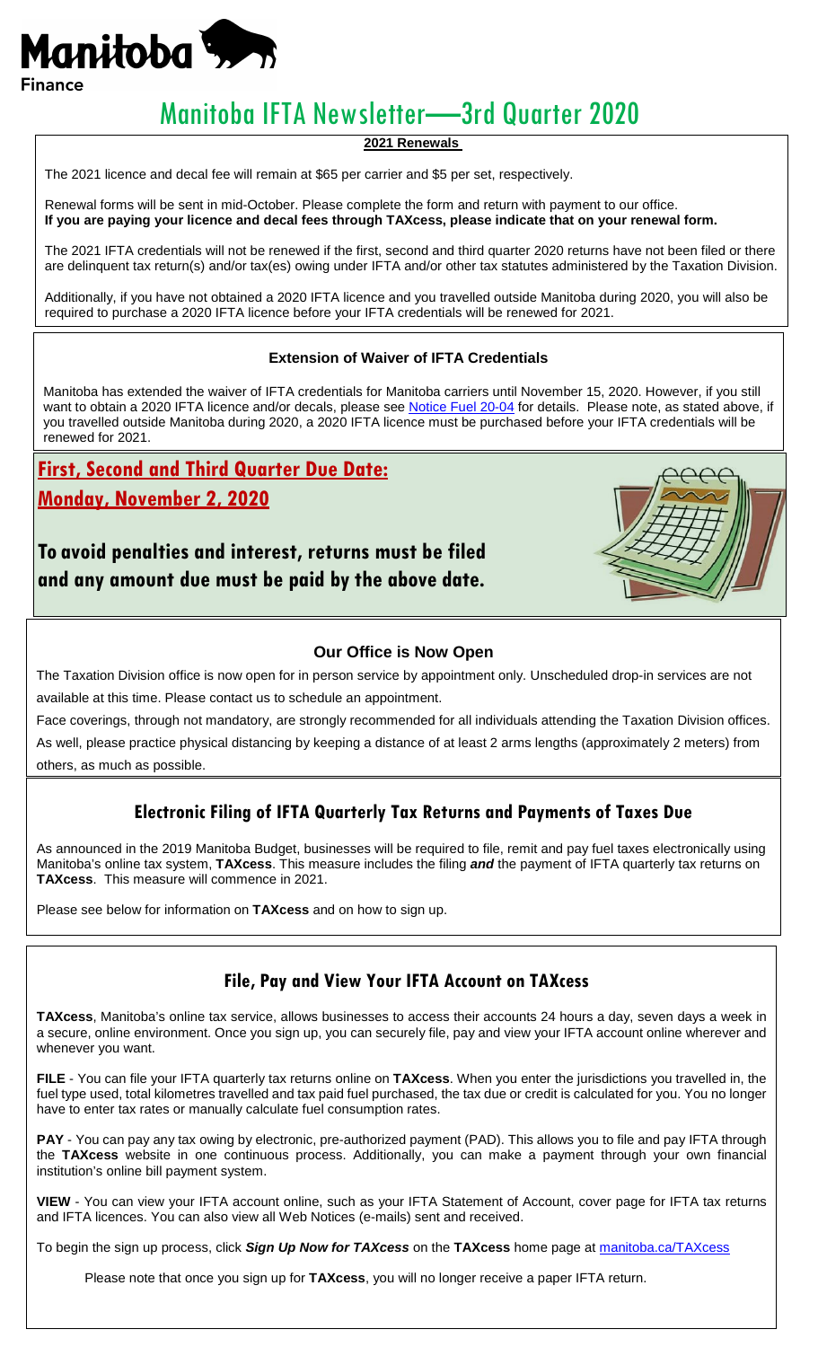Manitoba Finance

# Manitoba IFTA Newsletter—3rd Quarter 2020

## 2021 Renewals

The 2021 licence and decal fee will remain at $65 per carrier and $5 per set, respectively.

Renewal forms will be sent in mid-October. Please complete the form and return with payment to our office.
**If you are paying your licence and decal fees through TAXcess, please indicate that on your renewal form.**

The 2021 IFTA credentials will not be renewed if the first, second and third quarter 2020 returns have not been filed or there are delinquent tax return(s) and/or tax(es) owing under IFTA and/or other tax statutes administered by the Taxation Division.

Additionally, if you have not obtained a 2020 IFTA licence and you travelled outside Manitoba during 2020, you will also be required to purchase a 2020 IFTA licence before your IFTA credentials will be renewed for 2021.

## Extension of Waiver of IFTA Credentials

Manitoba has extended the waiver of IFTA credentials for Manitoba carriers until November 15, 2020. However, if you still want to obtain a 2020 IFTA licence and/or decals, please see [Notice Fuel 20-04] for details. Please note, as stated above, if you travelled outside Manitoba during 2020, a 2020 IFTA licence must be purchased before your IFTA credentials will be renewed for 2021.

## First, Second and Third Quarter Due Date: Monday, November 2, 2020

**To avoid penalties and interest, returns must be filed and any amount due must be paid by the above date.**

## Our Office is Now Open

The Taxation Division office is now open for in person service by appointment only. Unscheduled drop-in services are not available at this time. Please contact us to schedule an appointment.

Face coverings, through not mandatory, are strongly recommended for all individuals attending the Taxation Division offices. As well, please practice physical distancing by keeping a distance of at least 2 arms lengths (approximately 2 meters) from others, as much as possible.

## Electronic Filing of IFTA Quarterly Tax Returns and Payments of Taxes Due

As announced in the 2019 Manitoba Budget, businesses will be required to file, remit and pay fuel taxes electronically using Manitoba's online tax system, **TAXcess**. This measure includes the filing ***and*** the payment of IFTA quarterly tax returns on **TAXcess**. This measure will commence in 2021.

Please see below for information on **TAXcess** and on how to sign up.

## File, Pay and View Your IFTA Account on TAXcess

**TAXcess**, Manitoba's online tax service, allows businesses to access their accounts 24 hours a day, seven days a week in a secure, online environment. Once you sign up, you can securely file, pay and view your IFTA account online wherever and whenever you want.

**FILE** - You can file your IFTA quarterly tax returns online on **TAXcess**. When you enter the jurisdictions you travelled in, the fuel type used, total kilometres travelled and tax paid fuel purchased, the tax due or credit is calculated for you. You no longer have to enter tax rates or manually calculate fuel consumption rates.

**PAY** - You can pay any tax owing by electronic, pre-authorized payment (PAD). This allows you to file and pay IFTA through the **TAXcess** website in one continuous process. Additionally, you can make a payment through your own financial institution's online bill payment system.

**VIEW** - You can view your IFTA account online, such as your IFTA Statement of Account, cover page for IFTA tax returns and IFTA licences. You can also view all Web Notices (e-mails) sent and received.

To begin the sign up process, click ***Sign Up Now for TAXcess*** on the **TAXcess** home page at manitoba.ca/TAXcess

Please note that once you sign up for **TAXcess**, you will no longer receive a paper IFTA return.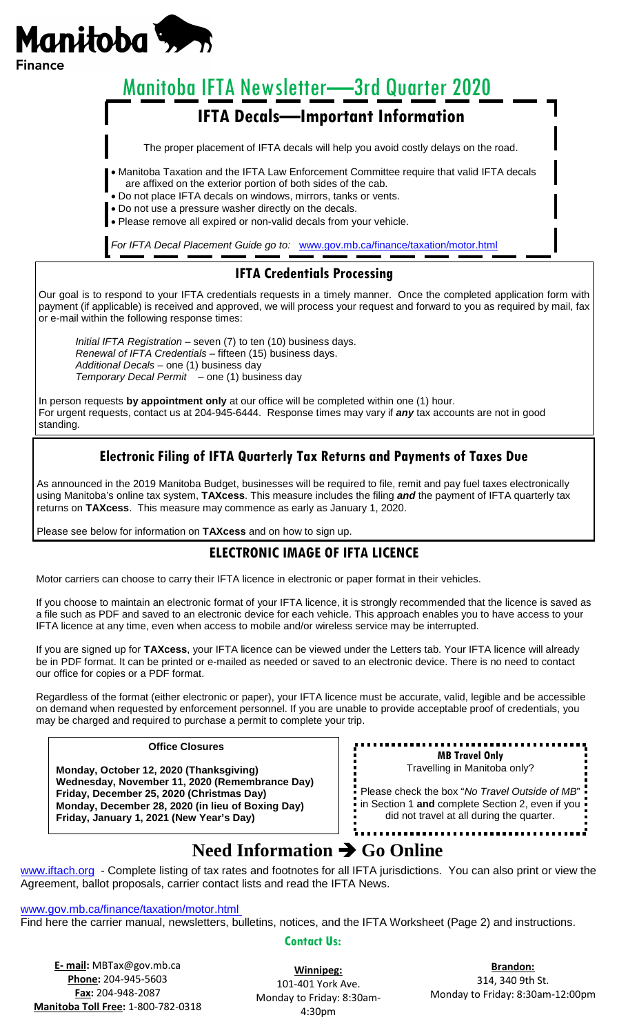Manitoba

Finance

# Manitoba IFTA Newsletter—3rd Quarter 2020

## IFTA Decals—Important Information

The proper placement of IFTA decals will help you avoid costly delays on the road.

- Manitoba Taxation and the IFTA Law Enforcement Committee require that valid IFTA decals are affixed on the exterior portion of both sides of the cab.
- Do not place IFTA decals on windows, mirrors, tanks or vents.
- Do not use a pressure washer directly on the decals.
- Please remove all expired or non-valid decals from your vehicle.

*For IFTA Decal Placement Guide go to:* www.gov.mb.ca/finance/taxation/motor.html

## IFTA Credentials Processing

Our goal is to respond to your IFTA credentials requests in a timely manner. Once the completed application form with payment (if applicable) is received and approved, we will process your request and forward to you as required by mail, fax or e-mail within the following response times:

*Initial IFTA Registration* – seven (7) to ten (10) business days.
*Renewal of IFTA Credentials* – fifteen (15) business days.
*Additional Decals* – one (1) business day
*Temporary Decal Permit* – one (1) business day

In person requests **by appointment only** at our office will be completed within one (1) hour.
For urgent requests, contact us at 204-945-6444. Response times may vary if ***any*** tax accounts are not in good standing.

## Electronic Filing of IFTA Quarterly Tax Returns and Payments of Taxes Due

As announced in the 2019 Manitoba Budget, businesses will be required to file, remit and pay fuel taxes electronically using Manitoba's online tax system, **TAXcess**. This measure includes the filing ***and*** the payment of IFTA quarterly tax returns on **TAXcess**. This measure may commence as early as January 1, 2020.

Please see below for information on **TAXcess** and on how to sign up.

## ELECTRONIC IMAGE OF IFTA LICENCE

Motor carriers can choose to carry their IFTA licence in electronic or paper format in their vehicles.

If you choose to maintain an electronic format of your IFTA licence, it is strongly recommended that the licence is saved as a file such as PDF and saved to an electronic device for each vehicle. This approach enables you to have access to your IFTA licence at any time, even when access to mobile and/or wireless service may be interrupted.

If you are signed up for **TAXcess**, your IFTA licence can be viewed under the Letters tab. Your IFTA licence will already be in PDF format. It can be printed or e-mailed as needed or saved to an electronic device. There is no need to contact our office for copies or a PDF format.

Regardless of the format (either electronic or paper), your IFTA licence must be accurate, valid, legible and be accessible on demand when requested by enforcement personnel. If you are unable to provide acceptable proof of credentials, you may be charged and required to purchase a permit to complete your trip.

**Office Closures**

**Monday, October 12, 2020 (Thanksgiving)**
**Wednesday, November 11, 2020 (Remembrance Day)**
**Friday, December 25, 2020 (Christmas Day)**
**Monday, December 28, 2020 (in lieu of Boxing Day)**
**Friday, January 1, 2021 (New Year's Day)**

**MB Travel Only**

Travelling in Manitoba only?

Please check the box "*No Travel Outside of MB*" in Section 1 **and** complete Section 2, even if you did not travel at all during the quarter.

# Need Information ➔ Go Online

www.iftach.org - Complete listing of tax rates and footnotes for all IFTA jurisdictions. You can also print or view the Agreement, ballot proposals, carrier contact lists and read the IFTA News.

www.gov.mb.ca/finance/taxation/motor.html
Find here the carrier manual, newsletters, bulletins, notices, and the IFTA Worksheet (Page 2) and instructions.

### Contact Us:

**E- mail:** MBTax@gov.mb.ca
**Phone:** 204-945-5603
**Fax:** 204-948-2087
**Manitoba Toll Free:** 1-800-782-0318

**Winnipeg:**
101-401 York Ave.
Monday to Friday: 8:30am-4:30pm

**Brandon:**
314, 340 9th St.
Monday to Friday: 8:30am-12:00pm